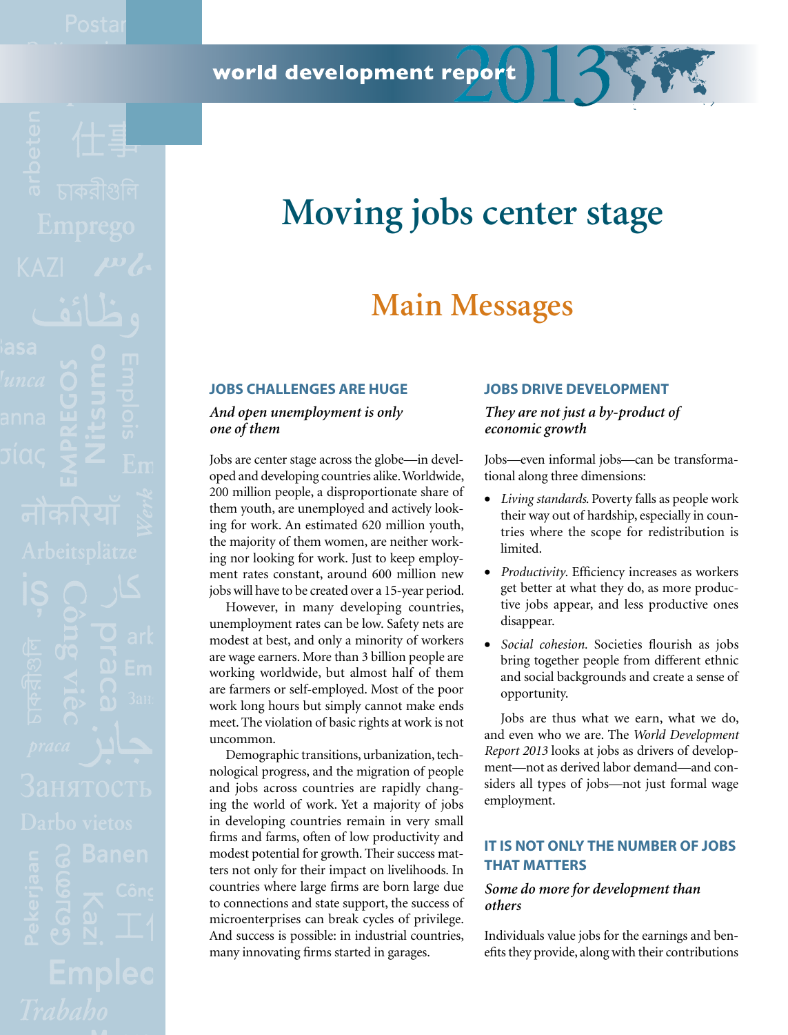world development report 2013

# Moving jobs center stage

## Main Messages

### JOBS CHALLENGES ARE HUGE

***And open unemployment is only one of them***

Jobs are center stage across the globe—in developed and developing countries alike. Worldwide, 200 million people, a disproportionate share of them youth, are unemployed and actively looking for work. An estimated 620 million youth, the majority of them women, are neither working nor looking for work. Just to keep employment rates constant, around 600 million new jobs will have to be created over a 15-year period.

However, in many developing countries, unemployment rates can be low. Safety nets are modest at best, and only a minority of workers are wage earners. More than 3 billion people are working worldwide, but almost half of them are farmers or self-employed. Most of the poor work long hours but simply cannot make ends meet. The violation of basic rights at work is not uncommon.

Demographic transitions, urbanization, technological progress, and the migration of people and jobs across countries are rapidly changing the world of work. Yet a majority of jobs in developing countries remain in very small firms and farms, often of low productivity and modest potential for growth. Their success matters not only for their impact on livelihoods. In countries where large firms are born large due to connections and state support, the success of microenterprises can break cycles of privilege. And success is possible: in industrial countries, many innovating firms started in garages.

### JOBS DRIVE DEVELOPMENT

***They are not just a by-product of economic growth***

Jobs—even informal jobs—can be transformational along three dimensions:

- *Living standards*. Poverty falls as people work their way out of hardship, especially in countries where the scope for redistribution is limited.
- *Productivity*. Efficiency increases as workers get better at what they do, as more productive jobs appear, and less productive ones disappear.
- *Social cohesion.* Societies flourish as jobs bring together people from different ethnic and social backgrounds and create a sense of opportunity.

Jobs are thus what we earn, what we do, and even who we are. The *World Development Report 2013* looks at jobs as drivers of development—not as derived labor demand—and considers all types of jobs—not just formal wage employment.

### IT IS NOT ONLY THE NUMBER OF JOBS THAT MATTERS

***Some do more for development than others***

Individuals value jobs for the earnings and benefits they provide, along with their contributions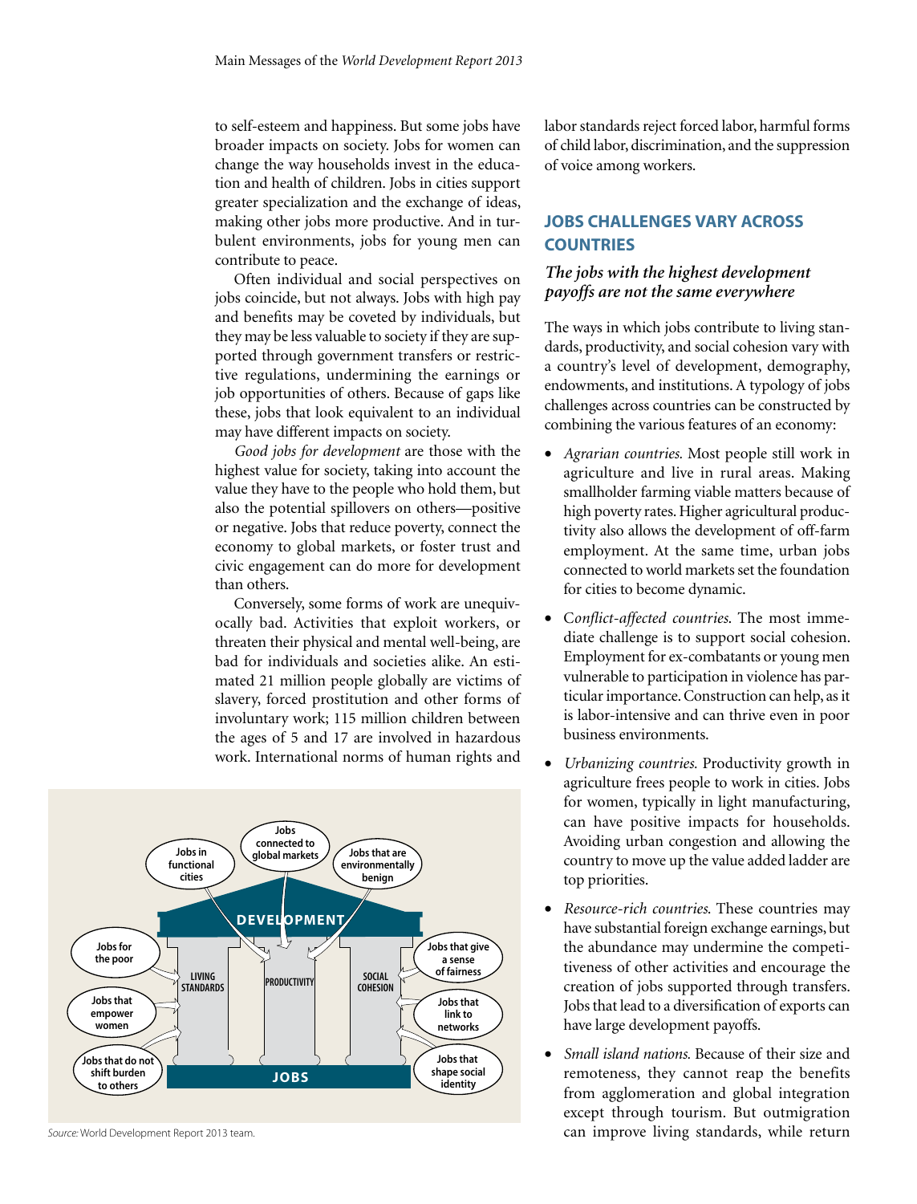to self-esteem and happiness. But some jobs have broader impacts on society. Jobs for women can change the way households invest in the education and health of children. Jobs in cities support greater specialization and the exchange of ideas, making other jobs more productive. And in turbulent environments, jobs for young men can contribute to peace.

Often individual and social perspectives on jobs coincide, but not always. Jobs with high pay and benefits may be coveted by individuals, but they may be less valuable to society if they are supported through government transfers or restrictive regulations, undermining the earnings or job opportunities of others. Because of gaps like these, jobs that look equivalent to an individual may have different impacts on society.

*Good jobs for development* are those with the highest value for society, taking into account the value they have to the people who hold them, but also the potential spillovers on others—positive or negative. Jobs that reduce poverty, connect the economy to global markets, or foster trust and civic engagement can do more for development than others.

Conversely, some forms of work are unequivocally bad. Activities that exploit workers, or threaten their physical and mental well-being, are bad for individuals and societies alike. An estimated 21 million people globally are victims of slavery, forced prostitution and other forms of involuntary work; 115 million children between the ages of 5 and 17 are involved in hazardous work. International norms of human rights and labor standards reject forced labor, harmful forms of child labor, discrimination, and the suppression of voice among workers.

Jobs in functional cities · Jobs connected to global markets · Jobs that are environmentally benign

DEVELOPMENT

Jobs for the poor · Jobs that empower women · Jobs that do not shift burden to others

LIVING STANDARDS · PRODUCTIVITY · SOCIAL COHESION

Jobs that give a sense of fairness · Jobs that link to networks · Jobs that shape social identity

JOBS

*Source:* World Development Report 2013 team.

## JOBS CHALLENGES VARY ACROSS COUNTRIES

### *The jobs with the highest development payoffs are not the same everywhere*

The ways in which jobs contribute to living standards, productivity, and social cohesion vary with a country's level of development, demography, endowments, and institutions. A typology of jobs challenges across countries can be constructed by combining the various features of an economy:

- *Agrarian countries.* Most people still work in agriculture and live in rural areas. Making smallholder farming viable matters because of high poverty rates. Higher agricultural productivity also allows the development of off-farm employment. At the same time, urban jobs connected to world markets set the foundation for cities to become dynamic.
- *Conflict-affected countries.* The most immediate challenge is to support social cohesion. Employment for ex-combatants or young men vulnerable to participation in violence has particular importance. Construction can help, as it is labor-intensive and can thrive even in poor business environments.
- *Urbanizing countries.* Productivity growth in agriculture frees people to work in cities. Jobs for women, typically in light manufacturing, can have positive impacts for households. Avoiding urban congestion and allowing the country to move up the value added ladder are top priorities.
- *Resource-rich countries.* These countries may have substantial foreign exchange earnings, but the abundance may undermine the competitiveness of other activities and encourage the creation of jobs supported through transfers. Jobs that lead to a diversification of exports can have large development payoffs.
- *Small island nations.* Because of their size and remoteness, they cannot reap the benefits from agglomeration and global integration except through tourism. But outmigration can improve living standards, while return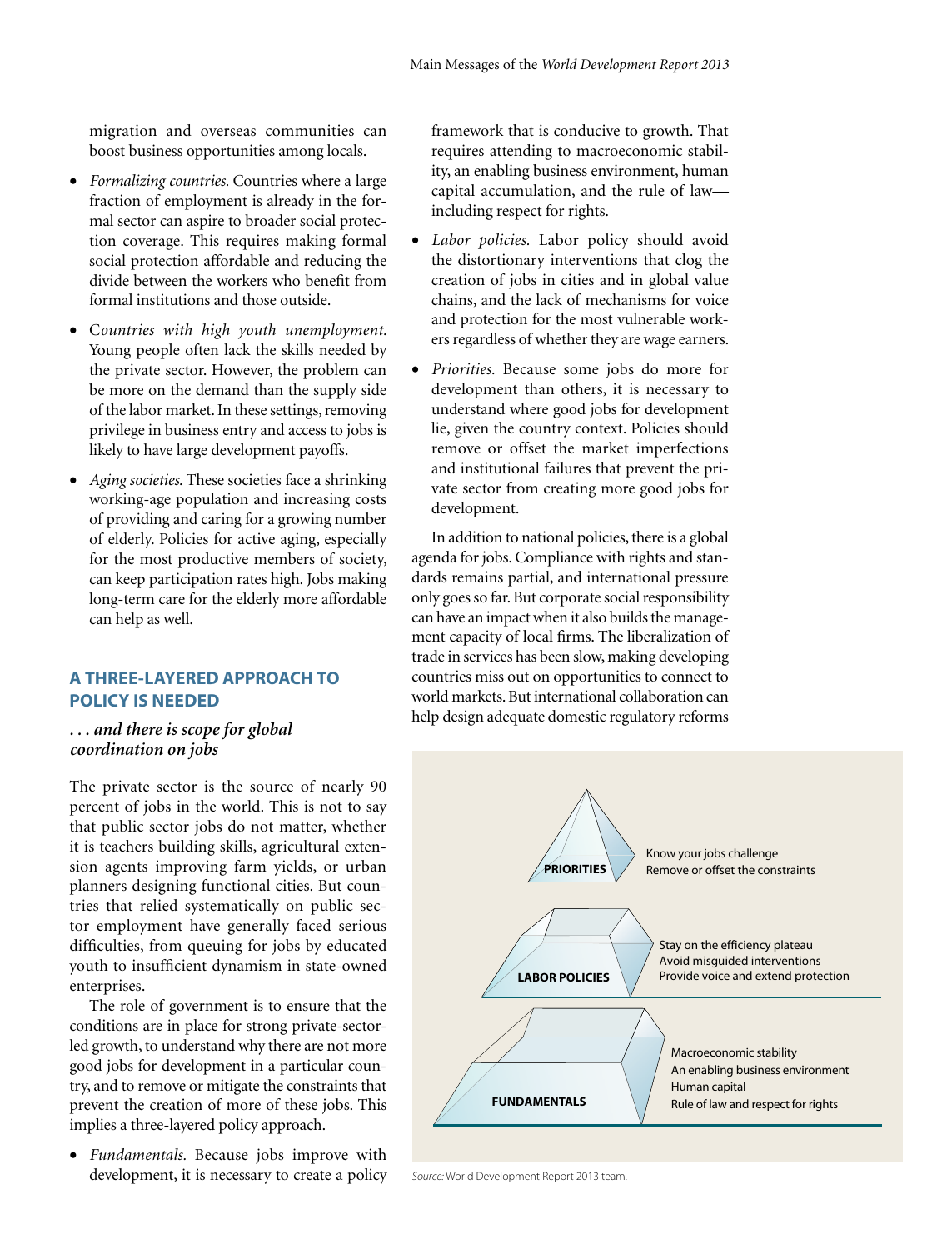migration and overseas communities can boost business opportunities among locals.

- *Formalizing countries.* Countries where a large fraction of employment is already in the formal sector can aspire to broader social protection coverage. This requires making formal social protection affordable and reducing the divide between the workers who benefit from formal institutions and those outside.
- *Countries with high youth unemployment.* Young people often lack the skills needed by the private sector. However, the problem can be more on the demand than the supply side of the labor market. In these settings, removing privilege in business entry and access to jobs is likely to have large development payoffs.
- *Aging societies.* These societies face a shrinking working-age population and increasing costs of providing and caring for a growing number of elderly. Policies for active aging, especially for the most productive members of society, can keep participation rates high. Jobs making long-term care for the elderly more affordable can help as well.

## A THREE-LAYERED APPROACH TO POLICY IS NEEDED

### *. . . and there is scope for global coordination on jobs*

The private sector is the source of nearly 90 percent of jobs in the world. This is not to say that public sector jobs do not matter, whether it is teachers building skills, agricultural extension agents improving farm yields, or urban planners designing functional cities. But countries that relied systematically on public sector employment have generally faced serious difficulties, from queuing for jobs by educated youth to insufficient dynamism in state-owned enterprises.

The role of government is to ensure that the conditions are in place for strong private-sector-led growth, to understand why there are not more good jobs for development in a particular country, and to remove or mitigate the constraints that prevent the creation of more of these jobs. This implies a three-layered policy approach.

- *Fundamentals.* Because jobs improve with development, it is necessary to create a policy framework that is conducive to growth. That requires attending to macroeconomic stability, an enabling business environment, human capital accumulation, and the rule of law—including respect for rights.
- *Labor policies.* Labor policy should avoid the distortionary interventions that clog the creation of jobs in cities and in global value chains, and the lack of mechanisms for voice and protection for the most vulnerable workers regardless of whether they are wage earners.
- *Priorities.* Because some jobs do more for development than others, it is necessary to understand where good jobs for development lie, given the country context. Policies should remove or offset the market imperfections and institutional failures that prevent the private sector from creating more good jobs for development.

In addition to national policies, there is a global agenda for jobs. Compliance with rights and standards remains partial, and international pressure only goes so far. But corporate social responsibility can have an impact when it also builds the management capacity of local firms. The liberalization of trade in services has been slow, making developing countries miss out on opportunities to connect to world markets. But international collaboration can help design adequate domestic regulatory reforms

**PRIORITIES**
Know your jobs challenge
Remove or offset the constraints

**LABOR POLICIES**
Stay on the efficiency plateau
Avoid misguided interventions
Provide voice and extend protection

**FUNDAMENTALS**
Macroeconomic stability
An enabling business environment
Human capital
Rule of law and respect for rights

*Source:* World Development Report 2013 team.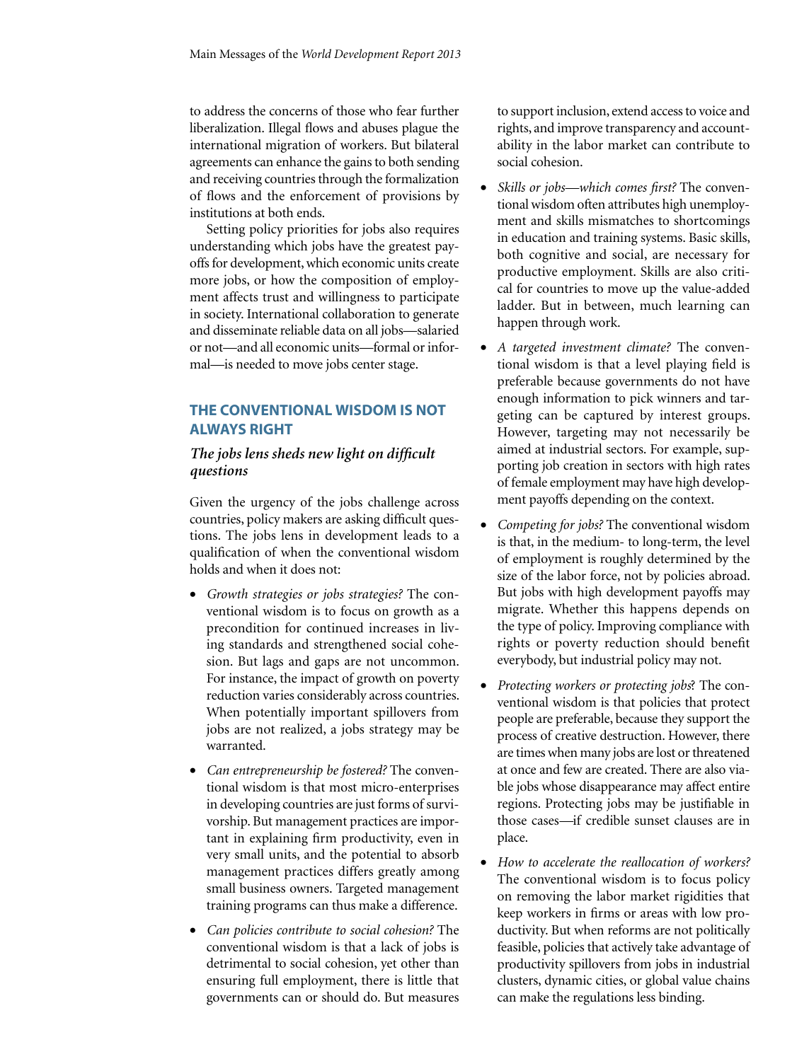to address the concerns of those who fear further liberalization. Illegal flows and abuses plague the international migration of workers. But bilateral agreements can enhance the gains to both sending and receiving countries through the formalization of flows and the enforcement of provisions by institutions at both ends.

Setting policy priorities for jobs also requires understanding which jobs have the greatest payoffs for development, which economic units create more jobs, or how the composition of employment affects trust and willingness to participate in society. International collaboration to generate and disseminate reliable data on all jobs—salaried or not—and all economic units—formal or informal—is needed to move jobs center stage.

## THE CONVENTIONAL WISDOM IS NOT ALWAYS RIGHT

### *The jobs lens sheds new light on difficult questions*

Given the urgency of the jobs challenge across countries, policy makers are asking difficult questions. The jobs lens in development leads to a qualification of when the conventional wisdom holds and when it does not:

- *Growth strategies or jobs strategies?* The conventional wisdom is to focus on growth as a precondition for continued increases in living standards and strengthened social cohesion. But lags and gaps are not uncommon. For instance, the impact of growth on poverty reduction varies considerably across countries. When potentially important spillovers from jobs are not realized, a jobs strategy may be warranted.
- *Can entrepreneurship be fostered?* The conventional wisdom is that most micro-enterprises in developing countries are just forms of survivorship. But management practices are important in explaining firm productivity, even in very small units, and the potential to absorb management practices differs greatly among small business owners. Targeted management training programs can thus make a difference.
- *Can policies contribute to social cohesion?* The conventional wisdom is that a lack of jobs is detrimental to social cohesion, yet other than ensuring full employment, there is little that governments can or should do. But measures to support inclusion, extend access to voice and rights, and improve transparency and accountability in the labor market can contribute to social cohesion.
- *Skills or jobs—which comes first?* The conventional wisdom often attributes high unemployment and skills mismatches to shortcomings in education and training systems. Basic skills, both cognitive and social, are necessary for productive employment. Skills are also critical for countries to move up the value-added ladder. But in between, much learning can happen through work.
- *A targeted investment climate?* The conventional wisdom is that a level playing field is preferable because governments do not have enough information to pick winners and targeting can be captured by interest groups. However, targeting may not necessarily be aimed at industrial sectors. For example, supporting job creation in sectors with high rates of female employment may have high development payoffs depending on the context.
- *Competing for jobs?* The conventional wisdom is that, in the medium- to long-term, the level of employment is roughly determined by the size of the labor force, not by policies abroad. But jobs with high development payoffs may migrate. Whether this happens depends on the type of policy. Improving compliance with rights or poverty reduction should benefit everybody, but industrial policy may not.
- *Protecting workers or protecting jobs*? The conventional wisdom is that policies that protect people are preferable, because they support the process of creative destruction. However, there are times when many jobs are lost or threatened at once and few are created. There are also viable jobs whose disappearance may affect entire regions. Protecting jobs may be justifiable in those cases—if credible sunset clauses are in place.
- *How to accelerate the reallocation of workers?* The conventional wisdom is to focus policy on removing the labor market rigidities that keep workers in firms or areas with low productivity. But when reforms are not politically feasible, policies that actively take advantage of productivity spillovers from jobs in industrial clusters, dynamic cities, or global value chains can make the regulations less binding.